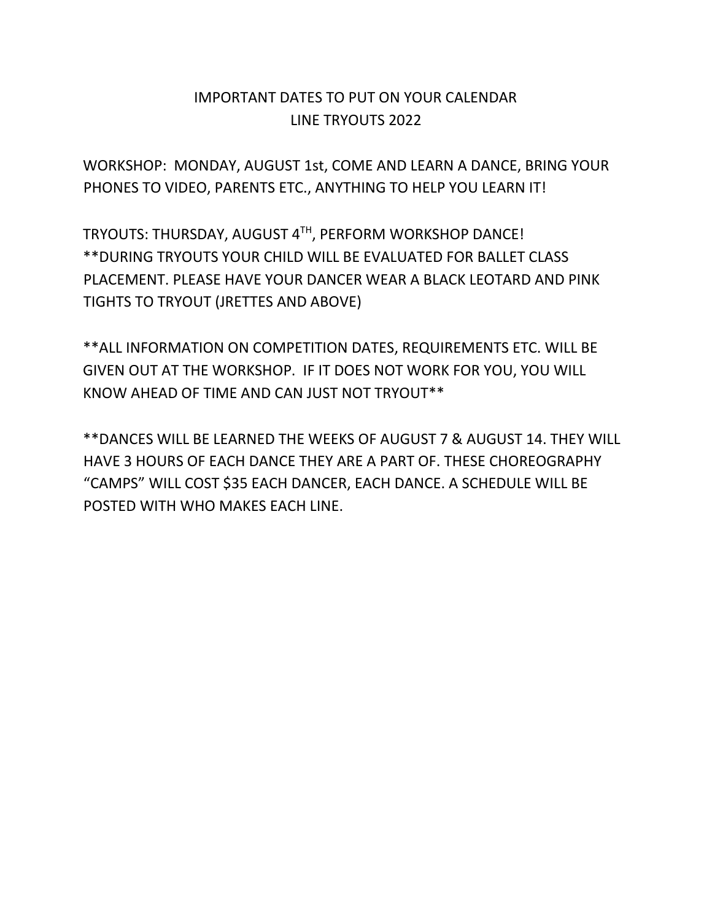# IMPORTANT DATES TO PUT ON YOUR CALENDAR
# LINE TRYOUTS 2022

WORKSHOP: MONDAY, AUGUST 1st, COME AND LEARN A DANCE, BRING YOUR PHONES TO VIDEO, PARENTS ETC., ANYTHING TO HELP YOU LEARN IT!

TRYOUTS: THURSDAY, AUGUST 4TH, PERFORM WORKSHOP DANCE!
**DURING TRYOUTS YOUR CHILD WILL BE EVALUATED FOR BALLET CLASS PLACEMENT. PLEASE HAVE YOUR DANCER WEAR A BLACK LEOTARD AND PINK TIGHTS TO TRYOUT (JRETTES AND ABOVE)

**ALL INFORMATION ON COMPETITION DATES, REQUIREMENTS ETC. WILL BE GIVEN OUT AT THE WORKSHOP. IF IT DOES NOT WORK FOR YOU, YOU WILL KNOW AHEAD OF TIME AND CAN JUST NOT TRYOUT**

**DANCES WILL BE LEARNED THE WEEKS OF AUGUST 7 & AUGUST 14. THEY WILL HAVE 3 HOURS OF EACH DANCE THEY ARE A PART OF. THESE CHOREOGRAPHY "CAMPS" WILL COST $35 EACH DANCER, EACH DANCE. A SCHEDULE WILL BE POSTED WITH WHO MAKES EACH LINE.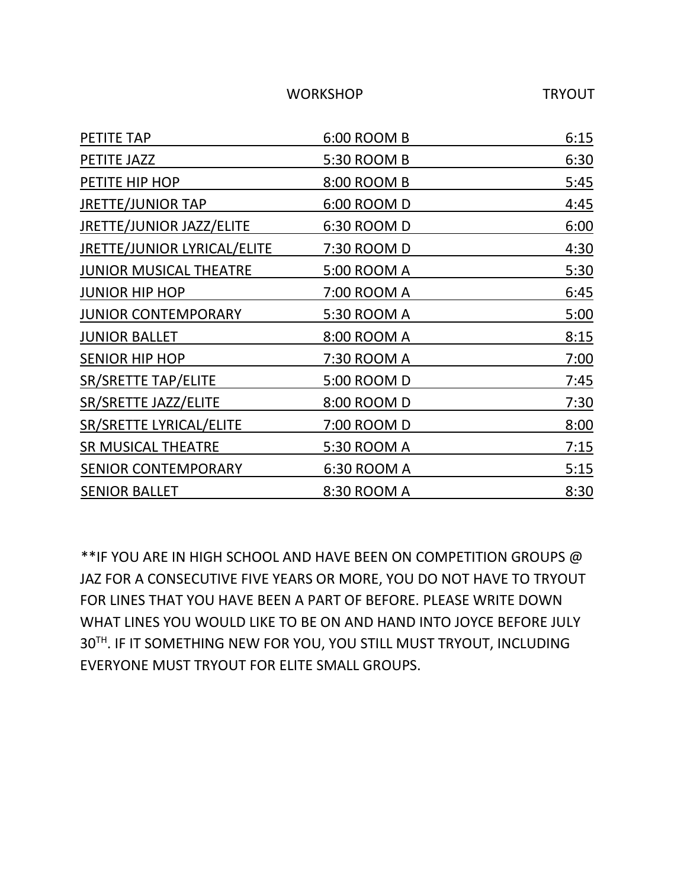| | WORKSHOP | TRYOUT |
|---|---|---|
| PETITE TAP | 6:00 ROOM B | 6:15 |
| PETITE JAZZ | 5:30 ROOM B | 6:30 |
| PETITE HIP HOP | 8:00 ROOM B | 5:45 |
| JRETTE/JUNIOR TAP | 6:00 ROOM D | 4:45 |
| JRETTE/JUNIOR JAZZ/ELITE | 6:30 ROOM D | 6:00 |
| JRETTE/JUNIOR LYRICAL/ELITE | 7:30 ROOM D | 4:30 |
| JUNIOR MUSICAL THEATRE | 5:00 ROOM A | 5:30 |
| JUNIOR HIP HOP | 7:00 ROOM A | 6:45 |
| JUNIOR CONTEMPORARY | 5:30 ROOM A | 5:00 |
| JUNIOR BALLET | 8:00 ROOM A | 8:15 |
| SENIOR HIP HOP | 7:30 ROOM A | 7:00 |
| SR/SRETTE TAP/ELITE | 5:00 ROOM D | 7:45 |
| SR/SRETTE JAZZ/ELITE | 8:00 ROOM D | 7:30 |
| SR/SRETTE LYRICAL/ELITE | 7:00 ROOM D | 8:00 |
| SR MUSICAL THEATRE | 5:30 ROOM A | 7:15 |
| SENIOR CONTEMPORARY | 6:30 ROOM A | 5:15 |
| SENIOR BALLET | 8:30 ROOM A | 8:30 |

**IF YOU ARE IN HIGH SCHOOL AND HAVE BEEN ON COMPETITION GROUPS @ JAZ FOR A CONSECUTIVE FIVE YEARS OR MORE, YOU DO NOT HAVE TO TRYOUT FOR LINES THAT YOU HAVE BEEN A PART OF BEFORE. PLEASE WRITE DOWN WHAT LINES YOU WOULD LIKE TO BE ON AND HAND INTO JOYCE BEFORE JULY 30TH. IF IT SOMETHING NEW FOR YOU, YOU STILL MUST TRYOUT, INCLUDING EVERYONE MUST TRYOUT FOR ELITE SMALL GROUPS.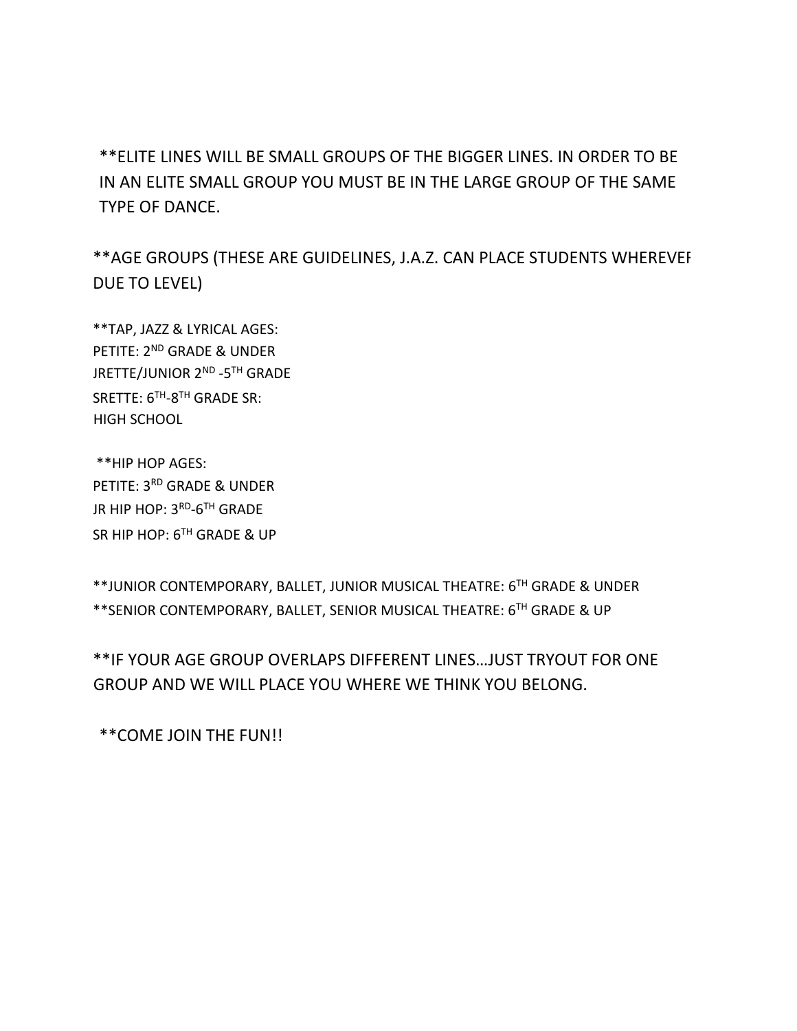**ELITE LINES WILL BE SMALL GROUPS OF THE BIGGER LINES. IN ORDER TO BE IN AN ELITE SMALL GROUP YOU MUST BE IN THE LARGE GROUP OF THE SAME TYPE OF DANCE.

**AGE GROUPS (THESE ARE GUIDELINES, J.A.Z. CAN PLACE STUDENTS WHEREVEF DUE TO LEVEL)

**TAP, JAZZ & LYRICAL AGES:
PETITE: 2ND GRADE & UNDER
JRETTE/JUNIOR 2ND -5TH GRADE
SRETTE: 6TH-8TH GRADE SR:
HIGH SCHOOL

**HIP HOP AGES:
PETITE: 3RD GRADE & UNDER
JR HIP HOP: 3RD-6TH GRADE
SR HIP HOP: 6TH GRADE & UP

**JUNIOR CONTEMPORARY, BALLET, JUNIOR MUSICAL THEATRE: 6TH GRADE & UNDER
**SENIOR CONTEMPORARY, BALLET, SENIOR MUSICAL THEATRE: 6TH GRADE & UP

**IF YOUR AGE GROUP OVERLAPS DIFFERENT LINES…JUST TRYOUT FOR ONE GROUP AND WE WILL PLACE YOU WHERE WE THINK YOU BELONG.

**COME JOIN THE FUN!!